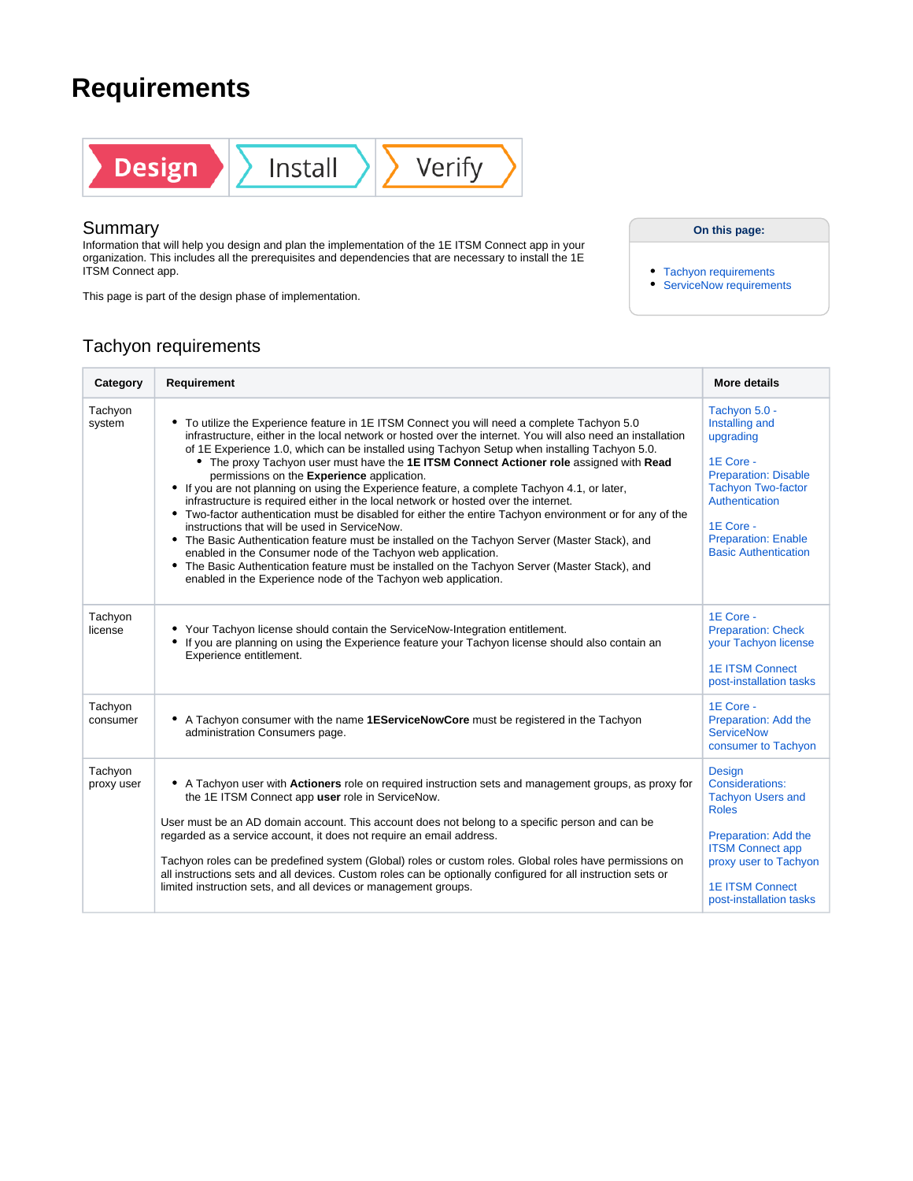# Requirements

Design | Install | Verify

## Summary

Information that will help you design and plan the implementation of the 1E ITSM Connect app in your organization. This includes all the prerequisites and dependencies that are necessary to install the 1E ITSM Connect app.

This page is part of the design phase of implementation.

**On this page:**

- Tachyon requirements
- ServiceNow requirements

## Tachyon requirements

| Category | Requirement | More details |
|---|---|---|
| Tachyon system | <ul><li>To utilize the Experience feature in 1E ITSM Connect you will need a complete Tachyon 5.0 infrastructure, either in the local network or hosted over the internet. You will also need an installation of 1E Experience 1.0, which can be installed using Tachyon Setup when installing Tachyon 5.0.<ul><li>The proxy Tachyon user must have the **1E ITSM Connect Actioner role** assigned with **Read** permissions on the **Experience** application.</li></ul></li><li>If you are not planning on using the Experience feature, a complete Tachyon 4.1, or later, infrastructure is required either in the local network or hosted over the internet.</li><li>Two-factor authentication must be disabled for either the entire Tachyon environment or for any of the instructions that will be used in ServiceNow.</li><li>The Basic Authentication feature must be installed on the Tachyon Server (Master Stack), and enabled in the Consumer node of the Tachyon web application.</li><li>The Basic Authentication feature must be installed on the Tachyon Server (Master Stack), and enabled in the Experience node of the Tachyon web application.</li></ul> | Tachyon 5.0 - Installing and upgrading<br><br>1E Core - Preparation: Disable Tachyon Two-factor Authentication<br><br>1E Core - Preparation: Enable Basic Authentication |
| Tachyon license | <ul><li>Your Tachyon license should contain the ServiceNow-Integration entitlement.</li><li>If you are planning on using the Experience feature your Tachyon license should also contain an Experience entitlement.</li></ul> | 1E Core - Preparation: Check your Tachyon license<br><br>1E ITSM Connect post-installation tasks |
| Tachyon consumer | <ul><li>A Tachyon consumer with the name **1EServiceNowCore** must be registered in the Tachyon administration Consumers page.</li></ul> | 1E Core - Preparation: Add the ServiceNow consumer to Tachyon |
| Tachyon proxy user | <ul><li>A Tachyon user with **Actioners** role on required instruction sets and management groups, as proxy for the 1E ITSM Connect app **user** role in ServiceNow.</li></ul>User must be an AD domain account. This account does not belong to a specific person and can be regarded as a service account, it does not require an email address.<br><br>Tachyon roles can be predefined system (Global) roles or custom roles. Global roles have permissions on all instructions sets and all devices. Custom roles can be optionally configured for all instruction sets or limited instruction sets, and all devices or management groups. | Design Considerations: Tachyon Users and Roles<br><br>Preparation: Add the ITSM Connect app proxy user to Tachyon<br><br>1E ITSM Connect post-installation tasks |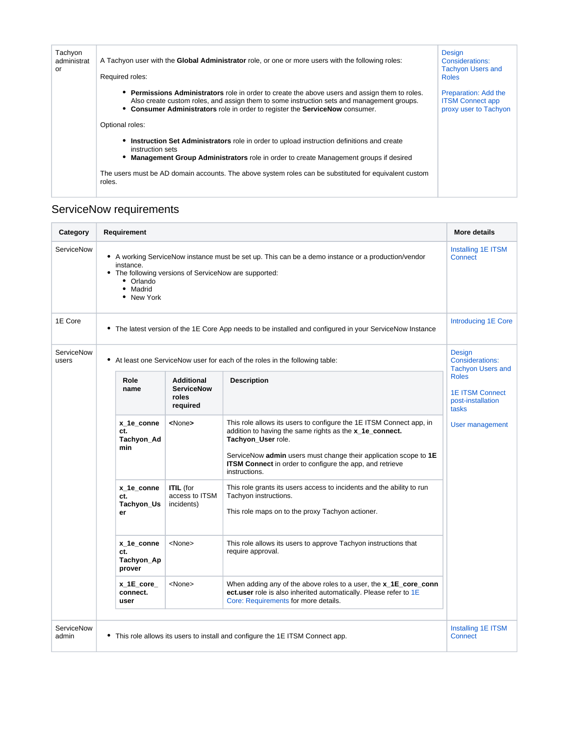| | | |
|---|---|---|
| Tachyon administrator | A Tachyon user with the **Global Administrator** role, or one or more users with the following roles:<br><br>Required roles:<br>• **Permissions Administrators** role in order to create the above users and assign them to roles. Also create custom roles, and assign them to some instruction sets and management groups.<br>• **Consumer Administrators** role in order to register the **ServiceNow** consumer.<br><br>Optional roles:<br>• **Instruction Set Administrators** role in order to upload instruction definitions and create instruction sets<br>• **Management Group Administrators** role in order to create Management groups if desired<br><br>The users must be AD domain accounts. The above system roles can be substituted for equivalent custom roles. | Design Considerations: Tachyon Users and Roles<br><br>Preparation: Add the ITSM Connect app proxy user to Tachyon |

## ServiceNow requirements

| Category | Requirement | More details |
|---|---|---|
| ServiceNow | • A working ServiceNow instance must be set up. This can be a demo instance or a production/vendor instance.<br>• The following versions of ServiceNow are supported:<br>  • Orlando<br>  • Madrid<br>  • New York | Installing 1E ITSM Connect |
| 1E Core | • The latest version of the 1E Core App needs to be installed and configured in your ServiceNow Instance | Introducing 1E Core |
| ServiceNow users | • At least one ServiceNow user for each of the roles in the following table: (see table below) | Design Considerations: Tachyon Users and Roles<br><br>1E ITSM Connect post-installation tasks<br><br>User management |
| ServiceNow admin | • This role allows its users to install and configure the 1E ITSM Connect app. | Installing 1E ITSM Connect |

| Role name | Additional ServiceNow roles required | Description |
|---|---|---|
| **x_1e_connect.Tachyon_Admin** | <None> | This role allows its users to configure the 1E ITSM Connect app, in addition to having the same rights as the **x_1e_connect.Tachyon_User** role.<br><br>ServiceNow **admin** users must change their application scope to **1E ITSM Connect** in order to configure the app, and retrieve instructions. |
| **x_1e_connect.Tachyon_User** | **ITIL** (for access to ITSM incidents) | This role grants its users access to incidents and the ability to run Tachyon instructions.<br><br>This role maps on to the proxy Tachyon actioner. |
| **x_1e_connect.Tachyon_Approver** | <None> | This role allows its users to approve Tachyon instructions that require approval. |
| **x_1E_core_connect.user** | <None> | When adding any of the above roles to a user, the **x_1E_core_connect.user** role is also inherited automatically. Please refer to 1E Core: Requirements for more details. |